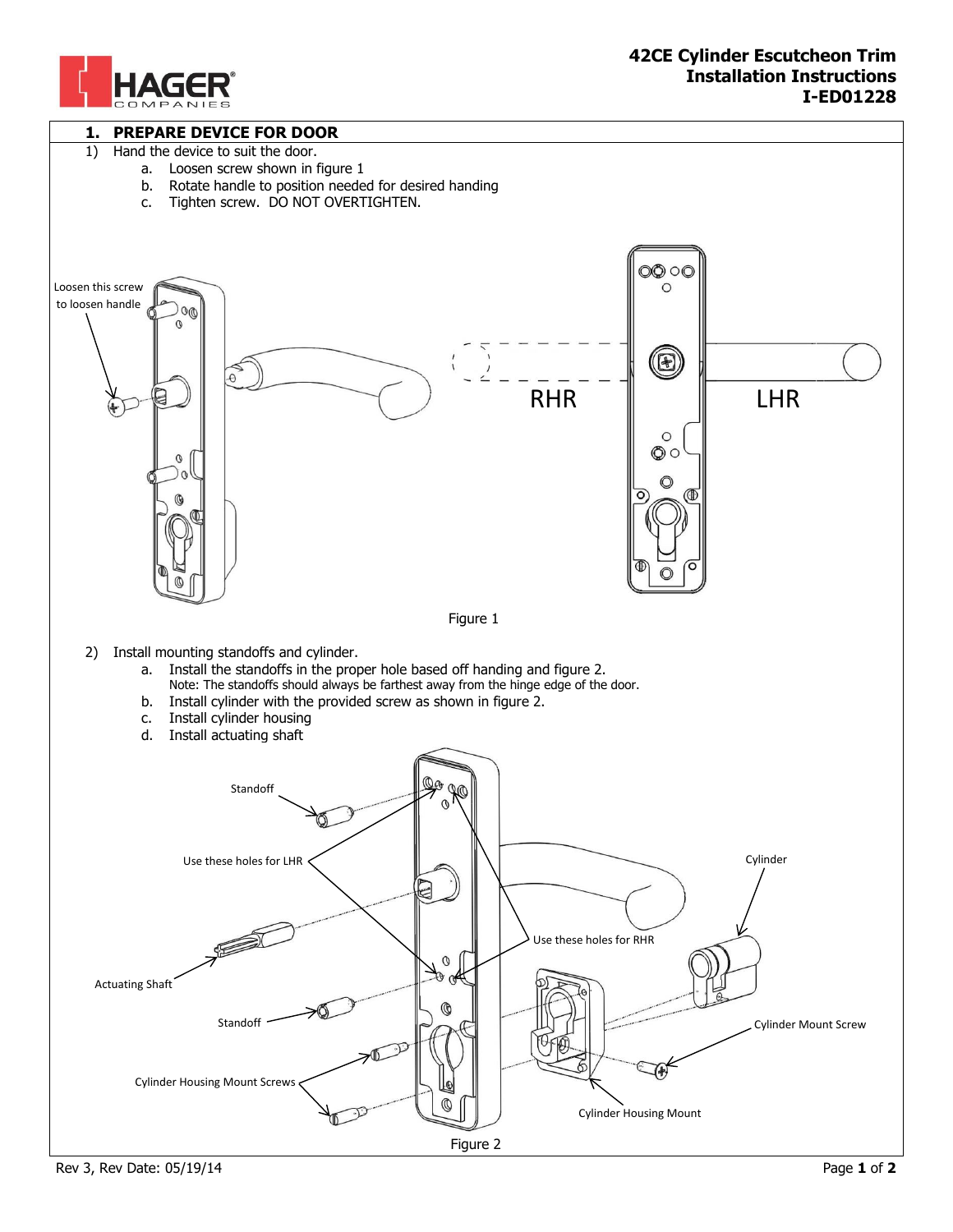# 42CE Cylinder Escutcheon Trim Installation Instructions I-ED01228

## 1. PREPARE DEVICE FOR DOOR

1) Hand the device to suit the door.
   a. Loosen screw shown in figure 1
   b. Rotate handle to position needed for desired handing
   c. Tighten screw. DO NOT OVERTIGHTEN.

Loosen this screw to loosen handle

RHR

LHR

Figure 1

2) Install mounting standoffs and cylinder.
   a. Install the standoffs in the proper hole based off handing and figure 2.
      Note: The standoffs should always be farthest away from the hinge edge of the door.
   b. Install cylinder with the provided screw as shown in figure 2.
   c. Install cylinder housing
   d. Install actuating shaft

Standoff

Use these holes for LHR

Cylinder

Use these holes for RHR

Actuating Shaft

Standoff

Cylinder Mount Screw

Cylinder Housing Mount Screws

Cylinder Housing Mount

Figure 2

Rev 3, Rev Date: 05/19/14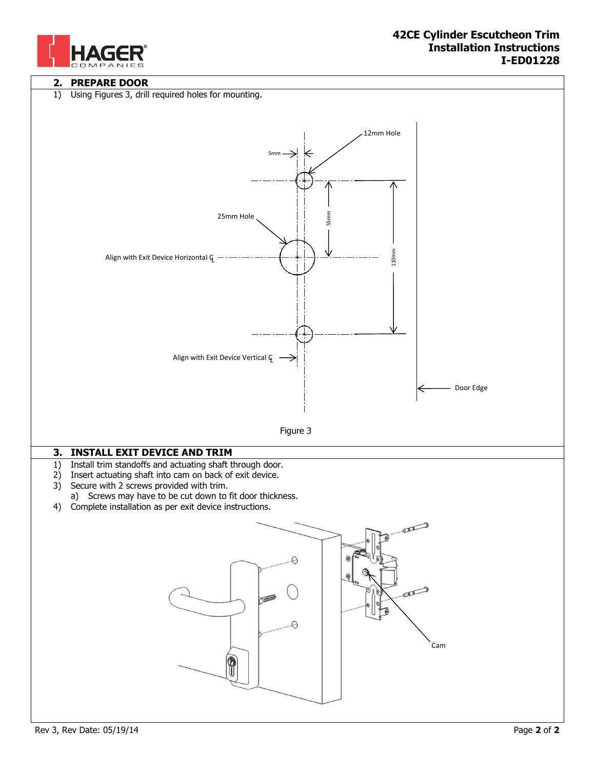## 2. PREPARE DOOR

1) Using Figures 3, drill required holes for mounting.

12mm Hole

5mm

25mm Hole

55mm

110mm

Align with Exit Device Horizontal ℄

Align with Exit Device Vertical ℄

Door Edge

Figure 3

## 3. INSTALL EXIT DEVICE AND TRIM

1) Install trim standoffs and actuating shaft through door.
2) Insert actuating shaft into cam on back of exit device.
3) Secure with 2 screws provided with trim.
   a) Screws may have to be cut down to fit door thickness.
4) Complete installation as per exit device instructions.

Cam